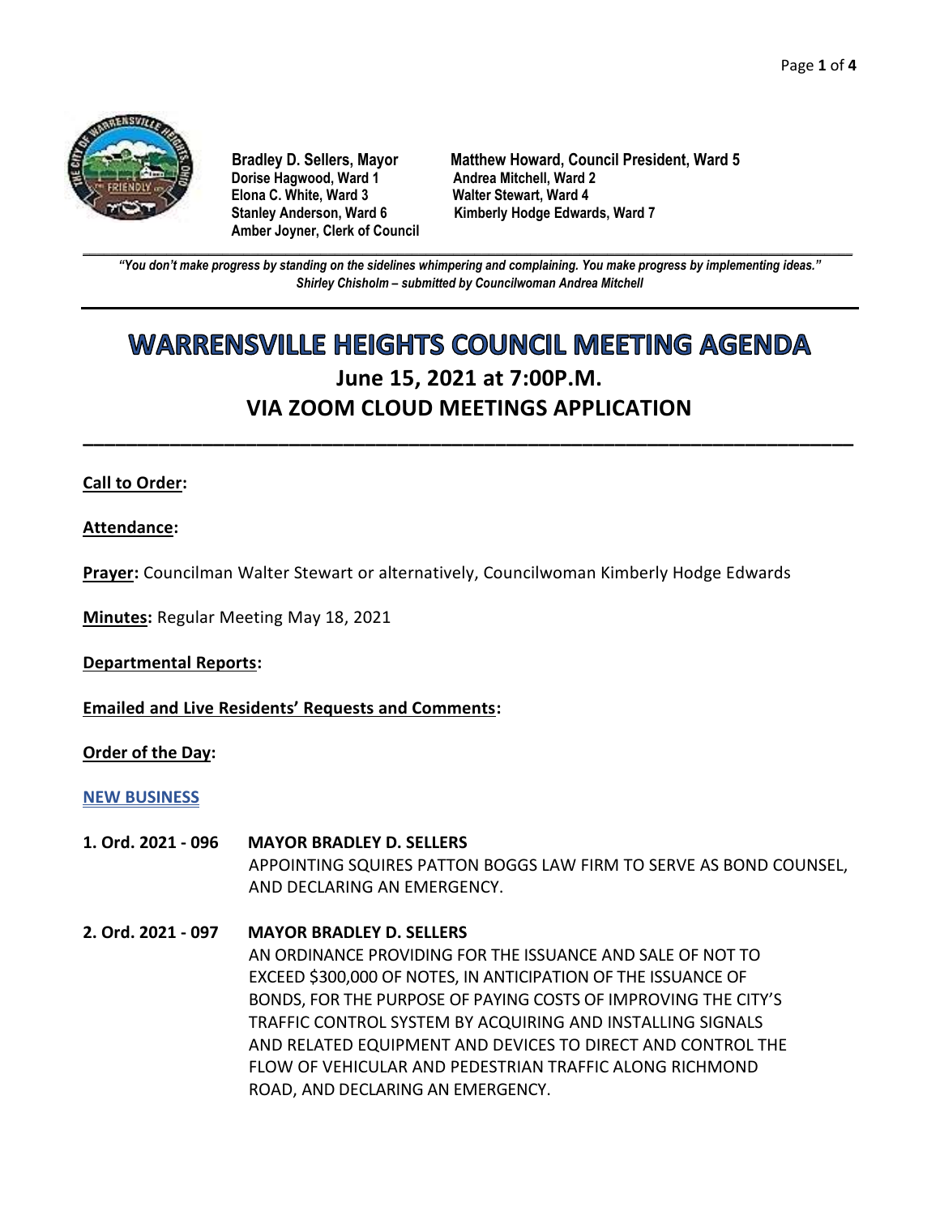**Bradley D. Sellers, Mayor**
**Matthew Howard, Council President, Ward 5**
**Dorise Hagwood, Ward 1**
**Andrea Mitchell, Ward 2**
**Elona C. White, Ward 3**
**Walter Stewart, Ward 4**
**Stanley Anderson, Ward 6**
**Kimberly Hodge Edwards, Ward 7**
**Amber Joyner, Clerk of Council**

---

***"You don't make progress by standing on the sidelines whimpering and complaining. You make progress by implementing ideas."***
***Shirley Chisholm – submitted by Councilwoman Andrea Mitchell***

---

# WARRENSVILLE HEIGHTS COUNCIL MEETING AGENDA

## June 15, 2021 at 7:00P.M.
## VIA ZOOM CLOUD MEETINGS APPLICATION

---

**Call to Order:**

**Attendance:**

**Prayer:** Councilman Walter Stewart or alternatively, Councilwoman Kimberly Hodge Edwards

**Minutes:** Regular Meeting May 18, 2021

**Departmental Reports:**

**Emailed and Live Residents' Requests and Comments:**

**Order of the Day:**

**NEW BUSINESS**

**1. Ord. 2021 - 096** **MAYOR BRADLEY D. SELLERS**
APPOINTING SQUIRES PATTON BOGGS LAW FIRM TO SERVE AS BOND COUNSEL, AND DECLARING AN EMERGENCY.

**2. Ord. 2021 - 097** **MAYOR BRADLEY D. SELLERS**
AN ORDINANCE PROVIDING FOR THE ISSUANCE AND SALE OF NOT TO EXCEED $300,000 OF NOTES, IN ANTICIPATION OF THE ISSUANCE OF BONDS, FOR THE PURPOSE OF PAYING COSTS OF IMPROVING THE CITY'S TRAFFIC CONTROL SYSTEM BY ACQUIRING AND INSTALLING SIGNALS AND RELATED EQUIPMENT AND DEVICES TO DIRECT AND CONTROL THE FLOW OF VEHICULAR AND PEDESTRIAN TRAFFIC ALONG RICHMOND ROAD, AND DECLARING AN EMERGENCY.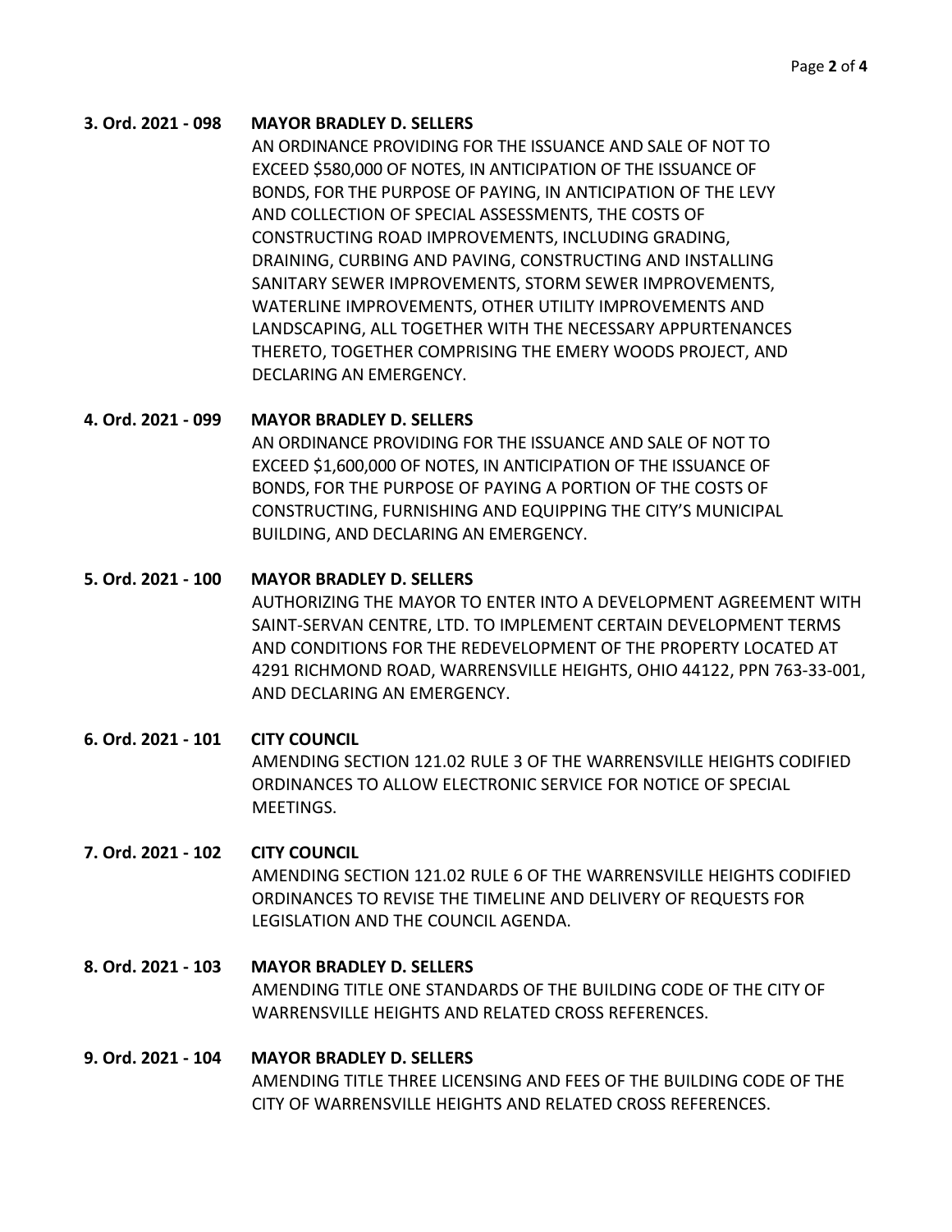**3. Ord. 2021 - 098 MAYOR BRADLEY D. SELLERS**

AN ORDINANCE PROVIDING FOR THE ISSUANCE AND SALE OF NOT TO EXCEED $580,000 OF NOTES, IN ANTICIPATION OF THE ISSUANCE OF BONDS, FOR THE PURPOSE OF PAYING, IN ANTICIPATION OF THE LEVY AND COLLECTION OF SPECIAL ASSESSMENTS, THE COSTS OF CONSTRUCTING ROAD IMPROVEMENTS, INCLUDING GRADING, DRAINING, CURBING AND PAVING, CONSTRUCTING AND INSTALLING SANITARY SEWER IMPROVEMENTS, STORM SEWER IMPROVEMENTS, WATERLINE IMPROVEMENTS, OTHER UTILITY IMPROVEMENTS AND LANDSCAPING, ALL TOGETHER WITH THE NECESSARY APPURTENANCES THERETO, TOGETHER COMPRISING THE EMERY WOODS PROJECT, AND DECLARING AN EMERGENCY.

**4. Ord. 2021 - 099 MAYOR BRADLEY D. SELLERS**

AN ORDINANCE PROVIDING FOR THE ISSUANCE AND SALE OF NOT TO EXCEED $1,600,000 OF NOTES, IN ANTICIPATION OF THE ISSUANCE OF BONDS, FOR THE PURPOSE OF PAYING A PORTION OF THE COSTS OF CONSTRUCTING, FURNISHING AND EQUIPPING THE CITY'S MUNICIPAL BUILDING, AND DECLARING AN EMERGENCY.

**5. Ord. 2021 - 100 MAYOR BRADLEY D. SELLERS**

AUTHORIZING THE MAYOR TO ENTER INTO A DEVELOPMENT AGREEMENT WITH SAINT-SERVAN CENTRE, LTD. TO IMPLEMENT CERTAIN DEVELOPMENT TERMS AND CONDITIONS FOR THE REDEVELOPMENT OF THE PROPERTY LOCATED AT 4291 RICHMOND ROAD, WARRENSVILLE HEIGHTS, OHIO 44122, PPN 763-33-001, AND DECLARING AN EMERGENCY.

**6. Ord. 2021 - 101 CITY COUNCIL**

AMENDING SECTION 121.02 RULE 3 OF THE WARRENSVILLE HEIGHTS CODIFIED ORDINANCES TO ALLOW ELECTRONIC SERVICE FOR NOTICE OF SPECIAL MEETINGS.

**7. Ord. 2021 - 102 CITY COUNCIL**

AMENDING SECTION 121.02 RULE 6 OF THE WARRENSVILLE HEIGHTS CODIFIED ORDINANCES TO REVISE THE TIMELINE AND DELIVERY OF REQUESTS FOR LEGISLATION AND THE COUNCIL AGENDA.

**8. Ord. 2021 - 103 MAYOR BRADLEY D. SELLERS**

AMENDING TITLE ONE STANDARDS OF THE BUILDING CODE OF THE CITY OF WARRENSVILLE HEIGHTS AND RELATED CROSS REFERENCES.

**9. Ord. 2021 - 104 MAYOR BRADLEY D. SELLERS**

AMENDING TITLE THREE LICENSING AND FEES OF THE BUILDING CODE OF THE CITY OF WARRENSVILLE HEIGHTS AND RELATED CROSS REFERENCES.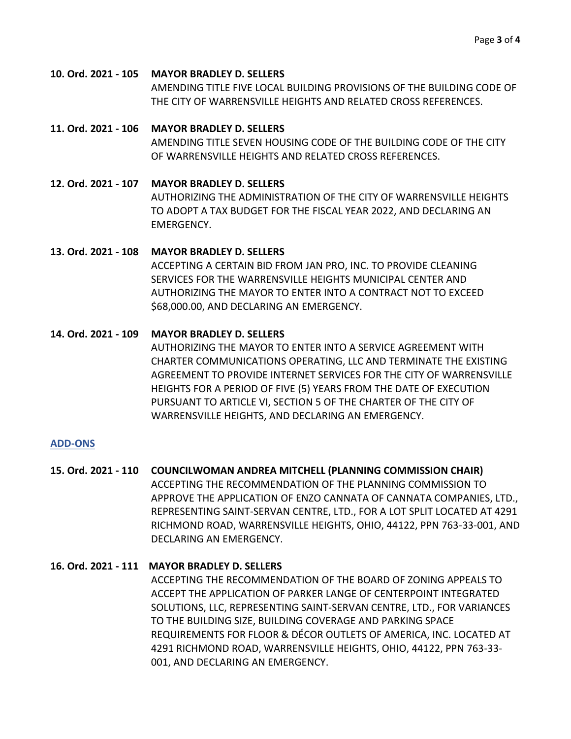**10. Ord. 2021 - 105 MAYOR BRADLEY D. SELLERS**
AMENDING TITLE FIVE LOCAL BUILDING PROVISIONS OF THE BUILDING CODE OF THE CITY OF WARRENSVILLE HEIGHTS AND RELATED CROSS REFERENCES.

**11. Ord. 2021 - 106 MAYOR BRADLEY D. SELLERS**
AMENDING TITLE SEVEN HOUSING CODE OF THE BUILDING CODE OF THE CITY OF WARRENSVILLE HEIGHTS AND RELATED CROSS REFERENCES.

**12. Ord. 2021 - 107 MAYOR BRADLEY D. SELLERS**
AUTHORIZING THE ADMINISTRATION OF THE CITY OF WARRENSVILLE HEIGHTS TO ADOPT A TAX BUDGET FOR THE FISCAL YEAR 2022, AND DECLARING AN EMERGENCY.

**13. Ord. 2021 - 108 MAYOR BRADLEY D. SELLERS**
ACCEPTING A CERTAIN BID FROM JAN PRO, INC. TO PROVIDE CLEANING SERVICES FOR THE WARRENSVILLE HEIGHTS MUNICIPAL CENTER AND AUTHORIZING THE MAYOR TO ENTER INTO A CONTRACT NOT TO EXCEED $68,000.00, AND DECLARING AN EMERGENCY.

**14. Ord. 2021 - 109 MAYOR BRADLEY D. SELLERS**
AUTHORIZING THE MAYOR TO ENTER INTO A SERVICE AGREEMENT WITH CHARTER COMMUNICATIONS OPERATING, LLC AND TERMINATE THE EXISTING AGREEMENT TO PROVIDE INTERNET SERVICES FOR THE CITY OF WARRENSVILLE HEIGHTS FOR A PERIOD OF FIVE (5) YEARS FROM THE DATE OF EXECUTION PURSUANT TO ARTICLE VI, SECTION 5 OF THE CHARTER OF THE CITY OF WARRENSVILLE HEIGHTS, AND DECLARING AN EMERGENCY.

## ADD-ONS

**15. Ord. 2021 - 110 COUNCILWOMAN ANDREA MITCHELL (PLANNING COMMISSION CHAIR)**
ACCEPTING THE RECOMMENDATION OF THE PLANNING COMMISSION TO APPROVE THE APPLICATION OF ENZO CANNATA OF CANNATA COMPANIES, LTD., REPRESENTING SAINT-SERVAN CENTRE, LTD., FOR A LOT SPLIT LOCATED AT 4291 RICHMOND ROAD, WARRENSVILLE HEIGHTS, OHIO, 44122, PPN 763-33-001, AND DECLARING AN EMERGENCY.

**16. Ord. 2021 - 111 MAYOR BRADLEY D. SELLERS**
ACCEPTING THE RECOMMENDATION OF THE BOARD OF ZONING APPEALS TO ACCEPT THE APPLICATION OF PARKER LANGE OF CENTERPOINT INTEGRATED SOLUTIONS, LLC, REPRESENTING SAINT-SERVAN CENTRE, LTD., FOR VARIANCES TO THE BUILDING SIZE, BUILDING COVERAGE AND PARKING SPACE REQUIREMENTS FOR FLOOR & DÉCOR OUTLETS OF AMERICA, INC. LOCATED AT 4291 RICHMOND ROAD, WARRENSVILLE HEIGHTS, OHIO, 44122, PPN 763-33-001, AND DECLARING AN EMERGENCY.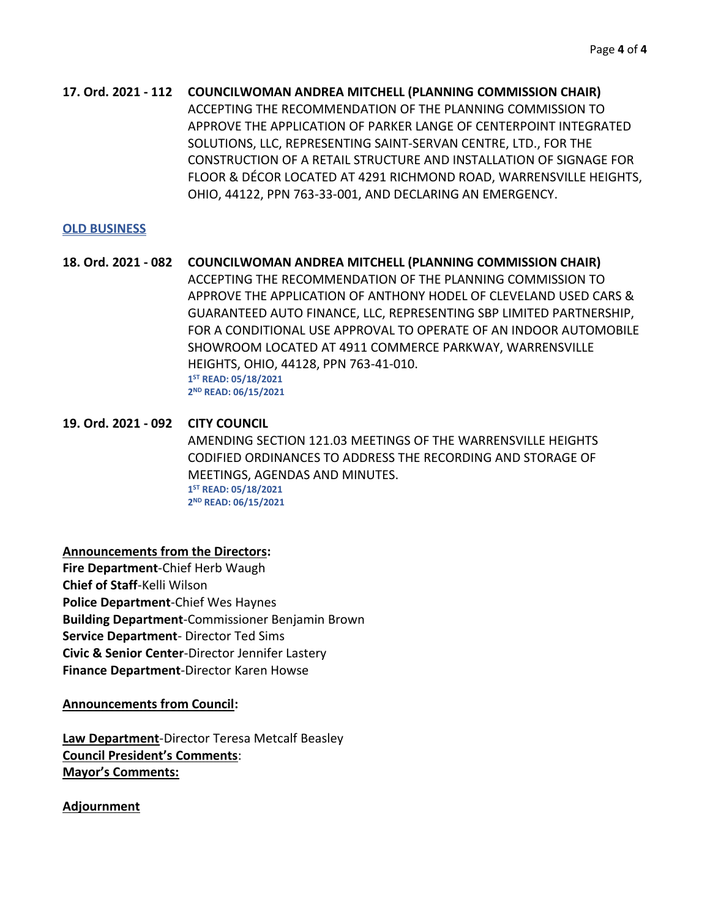**17. Ord. 2021 - 112 COUNCILWOMAN ANDREA MITCHELL (PLANNING COMMISSION CHAIR)**
ACCEPTING THE RECOMMENDATION OF THE PLANNING COMMISSION TO APPROVE THE APPLICATION OF PARKER LANGE OF CENTERPOINT INTEGRATED SOLUTIONS, LLC, REPRESENTING SAINT-SERVAN CENTRE, LTD., FOR THE CONSTRUCTION OF A RETAIL STRUCTURE AND INSTALLATION OF SIGNAGE FOR FLOOR & DÉCOR LOCATED AT 4291 RICHMOND ROAD, WARRENSVILLE HEIGHTS, OHIO, 44122, PPN 763-33-001, AND DECLARING AN EMERGENCY.

## OLD BUSINESS

**18. Ord. 2021 - 082 COUNCILWOMAN ANDREA MITCHELL (PLANNING COMMISSION CHAIR)**
ACCEPTING THE RECOMMENDATION OF THE PLANNING COMMISSION TO APPROVE THE APPLICATION OF ANTHONY HODEL OF CLEVELAND USED CARS & GUARANTEED AUTO FINANCE, LLC, REPRESENTING SBP LIMITED PARTNERSHIP, FOR A CONDITIONAL USE APPROVAL TO OPERATE OF AN INDOOR AUTOMOBILE SHOWROOM LOCATED AT 4911 COMMERCE PARKWAY, WARRENSVILLE HEIGHTS, OHIO, 44128, PPN 763-41-010.
**1ST READ: 05/18/2021**
**2ND READ: 06/15/2021**

**19. Ord. 2021 - 092 CITY COUNCIL**
AMENDING SECTION 121.03 MEETINGS OF THE WARRENSVILLE HEIGHTS CODIFIED ORDINANCES TO ADDRESS THE RECORDING AND STORAGE OF MEETINGS, AGENDAS AND MINUTES.
**1ST READ: 05/18/2021**
**2ND READ: 06/15/2021**

**Announcements from the Directors:**
**Fire Department**-Chief Herb Waugh
**Chief of Staff**-Kelli Wilson
**Police Department**-Chief Wes Haynes
**Building Department**-Commissioner Benjamin Brown
**Service Department**- Director Ted Sims
**Civic & Senior Center**-Director Jennifer Lastery
**Finance Department**-Director Karen Howse

**Announcements from Council:**

**Law Department**-Director Teresa Metcalf Beasley
**Council President's Comments**:
**Mayor's Comments:**

**Adjournment**